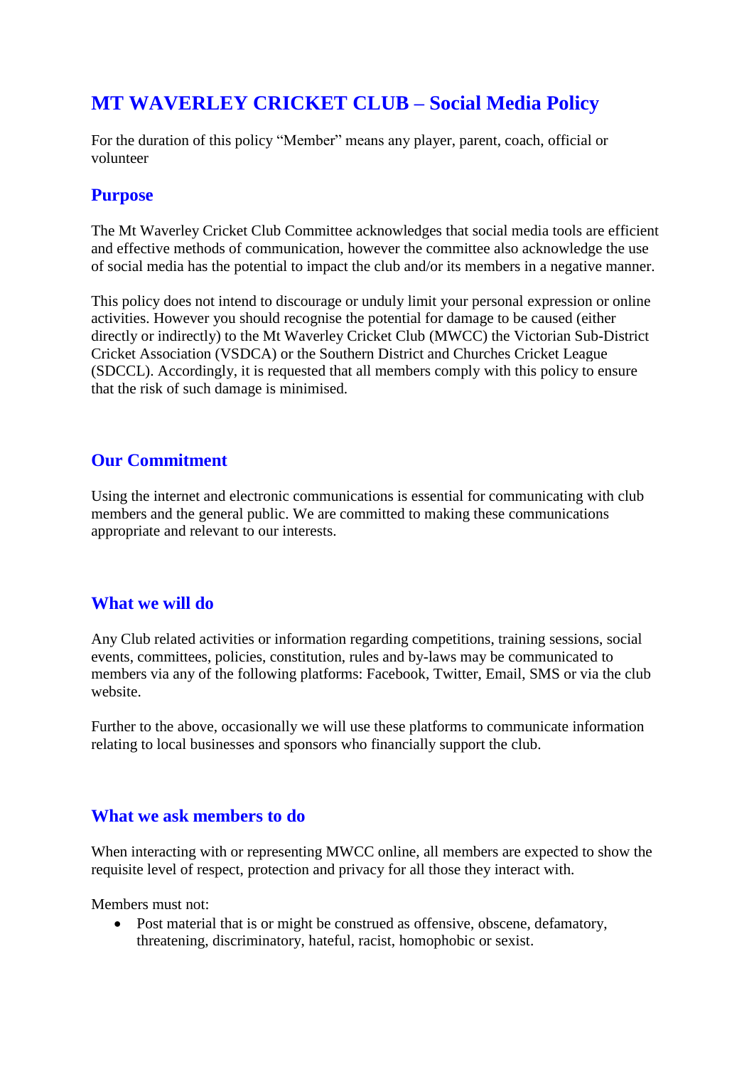# MT WAVERLEY CRICKET CLUB – Social Media Policy

For the duration of this policy "Member" means any player, parent, coach, official or volunteer

## Purpose

The Mt Waverley Cricket Club Committee acknowledges that social media tools are efficient and effective methods of communication, however the committee also acknowledge the use of social media has the potential to impact the club and/or its members in a negative manner.

This policy does not intend to discourage or unduly limit your personal expression or online activities. However you should recognise the potential for damage to be caused (either directly or indirectly) to the Mt Waverley Cricket Club (MWCC) the Victorian Sub-District Cricket Association (VSDCA) or the Southern District and Churches Cricket League (SDCCL). Accordingly, it is requested that all members comply with this policy to ensure that the risk of such damage is minimised.

## Our Commitment

Using the internet and electronic communications is essential for communicating with club members and the general public. We are committed to making these communications appropriate and relevant to our interests.

## What we will do

Any Club related activities or information regarding competitions, training sessions, social events, committees, policies, constitution, rules and by-laws may be communicated to members via any of the following platforms: Facebook, Twitter, Email, SMS or via the club website.

Further to the above, occasionally we will use these platforms to communicate information relating to local businesses and sponsors who financially support the club.

## What we ask members to do

When interacting with or representing MWCC online, all members are expected to show the requisite level of respect, protection and privacy for all those they interact with.

Members must not:

- Post material that is or might be construed as offensive, obscene, defamatory, threatening, discriminatory, hateful, racist, homophobic or sexist.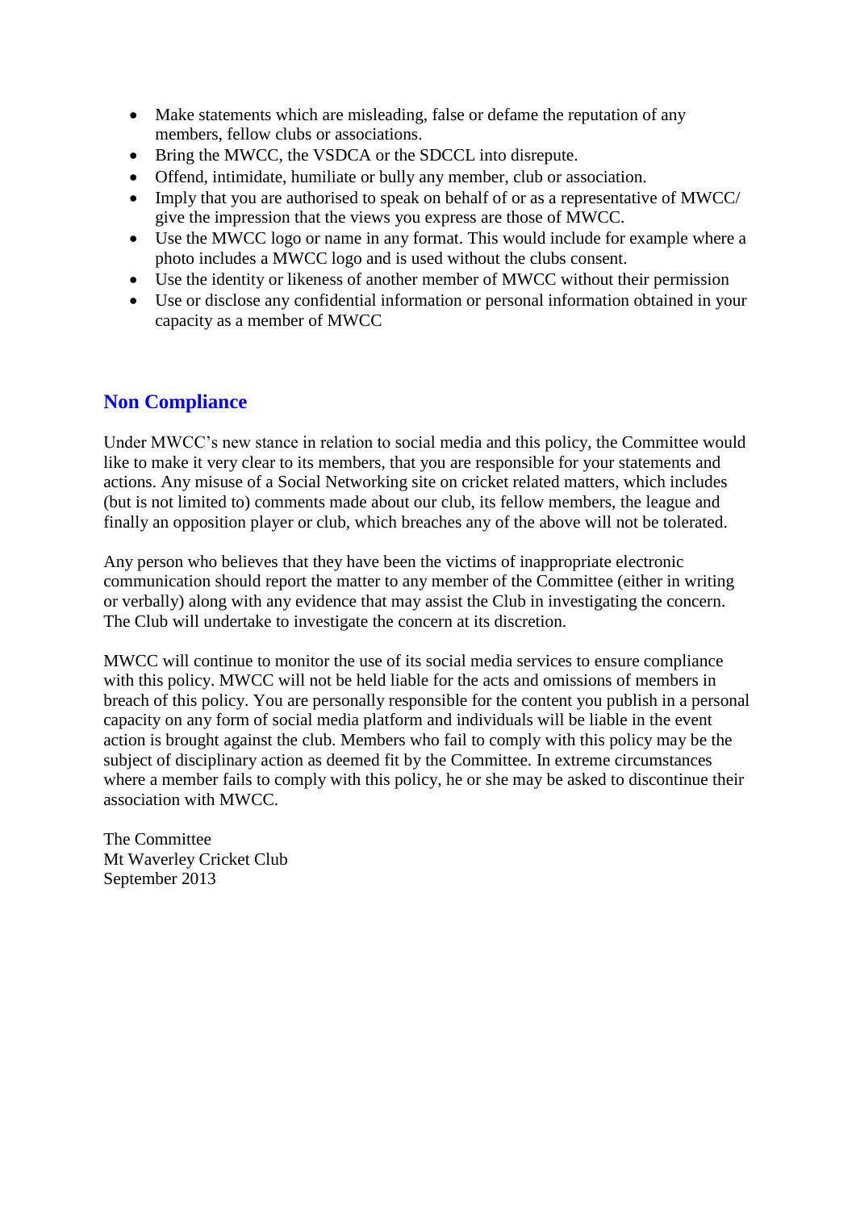- Make statements which are misleading, false or defame the reputation of any members, fellow clubs or associations.
- Bring the MWCC, the VSDCA or the SDCCL into disrepute.
- Offend, intimidate, humiliate or bully any member, club or association.
- Imply that you are authorised to speak on behalf of or as a representative of MWCC/ give the impression that the views you express are those of MWCC.
- Use the MWCC logo or name in any format. This would include for example where a photo includes a MWCC logo and is used without the clubs consent.
- Use the identity or likeness of another member of MWCC without their permission
- Use or disclose any confidential information or personal information obtained in your capacity as a member of MWCC

## Non Compliance

Under MWCC's new stance in relation to social media and this policy, the Committee would like to make it very clear to its members, that you are responsible for your statements and actions. Any misuse of a Social Networking site on cricket related matters, which includes (but is not limited to) comments made about our club, its fellow members, the league and finally an opposition player or club, which breaches any of the above will not be tolerated.

Any person who believes that they have been the victims of inappropriate electronic communication should report the matter to any member of the Committee (either in writing or verbally) along with any evidence that may assist the Club in investigating the concern. The Club will undertake to investigate the concern at its discretion.

MWCC will continue to monitor the use of its social media services to ensure compliance with this policy. MWCC will not be held liable for the acts and omissions of members in breach of this policy. You are personally responsible for the content you publish in a personal capacity on any form of social media platform and individuals will be liable in the event action is brought against the club. Members who fail to comply with this policy may be the subject of disciplinary action as deemed fit by the Committee. In extreme circumstances where a member fails to comply with this policy, he or she may be asked to discontinue their association with MWCC.

The Committee
Mt Waverley Cricket Club
September 2013